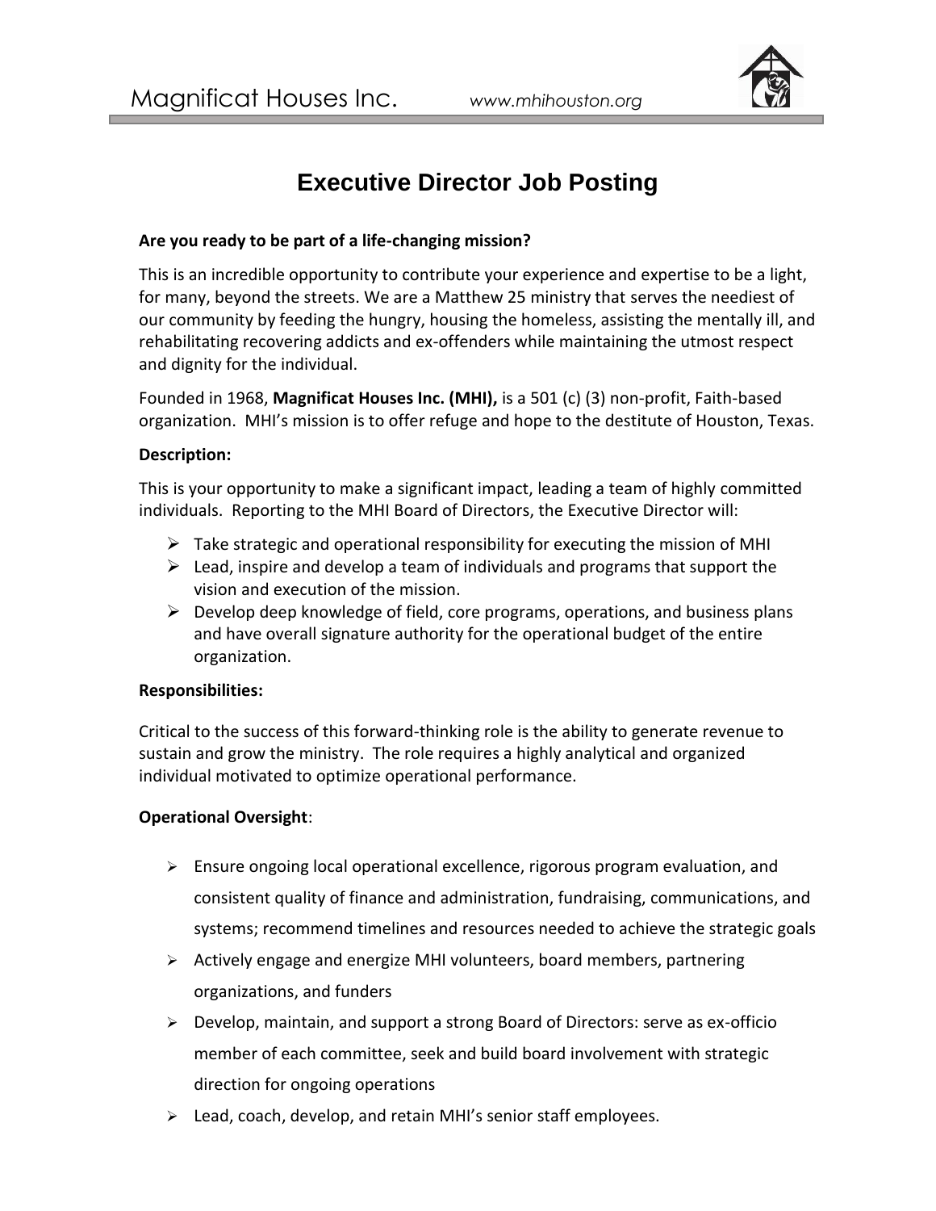Magnificat Houses Inc. *www.mhihouston.org*

# Executive Director Job Posting

**Are you ready to be part of a life-changing mission?**

This is an incredible opportunity to contribute your experience and expertise to be a light, for many, beyond the streets. We are a Matthew 25 ministry that serves the neediest of our community by feeding the hungry, housing the homeless, assisting the mentally ill, and rehabilitating recovering addicts and ex-offenders while maintaining the utmost respect and dignity for the individual.

Founded in 1968, **Magnificat Houses Inc. (MHI),** is a 501 (c) (3) non-profit, Faith-based organization. MHI's mission is to offer refuge and hope to the destitute of Houston, Texas.

**Description:**

This is your opportunity to make a significant impact, leading a team of highly committed individuals. Reporting to the MHI Board of Directors, the Executive Director will:

- Take strategic and operational responsibility for executing the mission of MHI
- Lead, inspire and develop a team of individuals and programs that support the vision and execution of the mission.
- Develop deep knowledge of field, core programs, operations, and business plans and have overall signature authority for the operational budget of the entire organization.

**Responsibilities:**

Critical to the success of this forward-thinking role is the ability to generate revenue to sustain and grow the ministry. The role requires a highly analytical and organized individual motivated to optimize operational performance.

**Operational Oversight**:

- Ensure ongoing local operational excellence, rigorous program evaluation, and consistent quality of finance and administration, fundraising, communications, and systems; recommend timelines and resources needed to achieve the strategic goals
- Actively engage and energize MHI volunteers, board members, partnering organizations, and funders
- Develop, maintain, and support a strong Board of Directors: serve as ex-officio member of each committee, seek and build board involvement with strategic direction for ongoing operations
- Lead, coach, develop, and retain MHI's senior staff employees.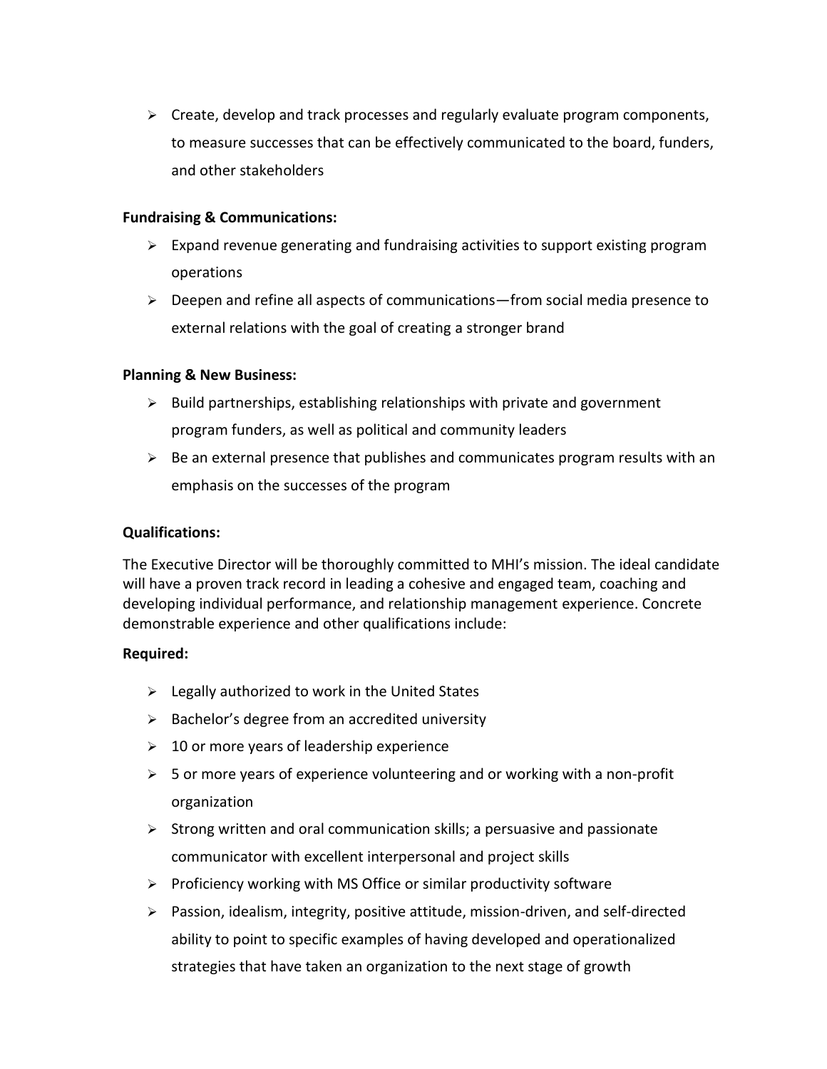- Create, develop and track processes and regularly evaluate program components, to measure successes that can be effectively communicated to the board, funders, and other stakeholders

**Fundraising & Communications:**

- Expand revenue generating and fundraising activities to support existing program operations
- Deepen and refine all aspects of communications—from social media presence to external relations with the goal of creating a stronger brand

**Planning & New Business:**

- Build partnerships, establishing relationships with private and government program funders, as well as political and community leaders
- Be an external presence that publishes and communicates program results with an emphasis on the successes of the program

**Qualifications:**

The Executive Director will be thoroughly committed to MHI's mission. The ideal candidate will have a proven track record in leading a cohesive and engaged team, coaching and developing individual performance, and relationship management experience. Concrete demonstrable experience and other qualifications include:

**Required:**

- Legally authorized to work in the United States
- Bachelor's degree from an accredited university
- 10 or more years of leadership experience
- 5 or more years of experience volunteering and or working with a non-profit organization
- Strong written and oral communication skills; a persuasive and passionate communicator with excellent interpersonal and project skills
- Proficiency working with MS Office or similar productivity software
- Passion, idealism, integrity, positive attitude, mission-driven, and self-directed ability to point to specific examples of having developed and operationalized strategies that have taken an organization to the next stage of growth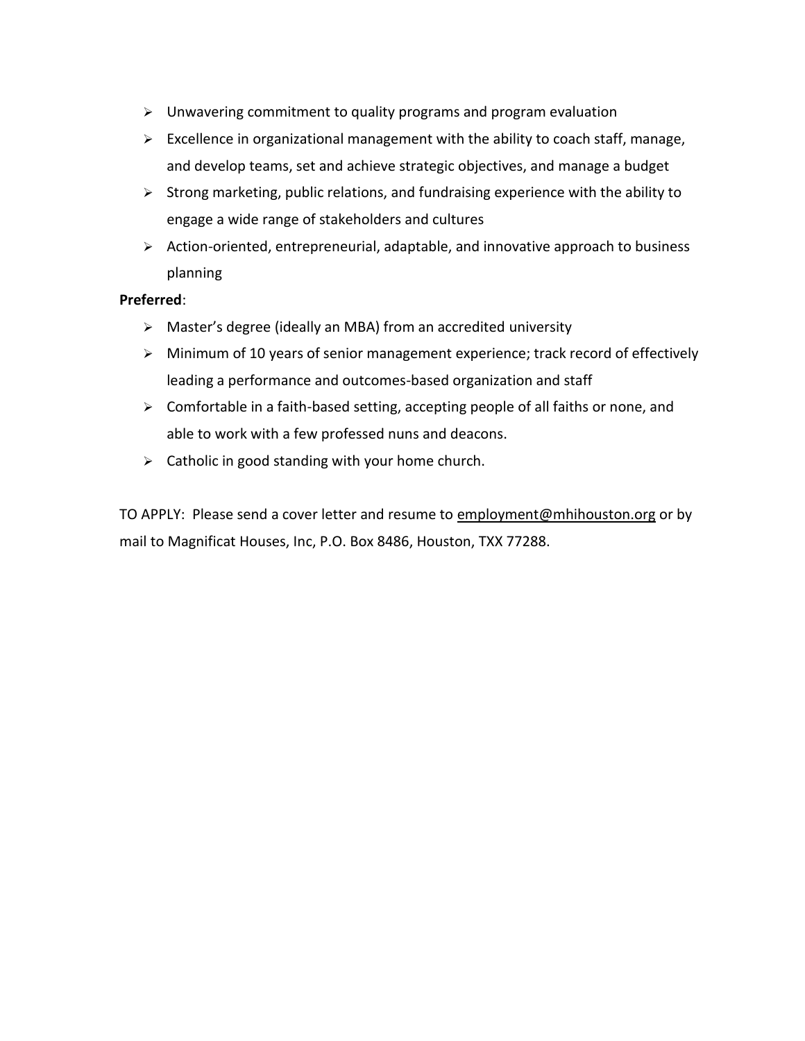- Unwavering commitment to quality programs and program evaluation
- Excellence in organizational management with the ability to coach staff, manage, and develop teams, set and achieve strategic objectives, and manage a budget
- Strong marketing, public relations, and fundraising experience with the ability to engage a wide range of stakeholders and cultures
- Action-oriented, entrepreneurial, adaptable, and innovative approach to business planning

**Preferred**:

- Master's degree (ideally an MBA) from an accredited university
- Minimum of 10 years of senior management experience; track record of effectively leading a performance and outcomes-based organization and staff
- Comfortable in a faith-based setting, accepting people of all faiths or none, and able to work with a few professed nuns and deacons.
- Catholic in good standing with your home church.

TO APPLY: Please send a cover letter and resume to employment@mhihouston.org or by mail to Magnificat Houses, Inc, P.O. Box 8486, Houston, TXX 77288.